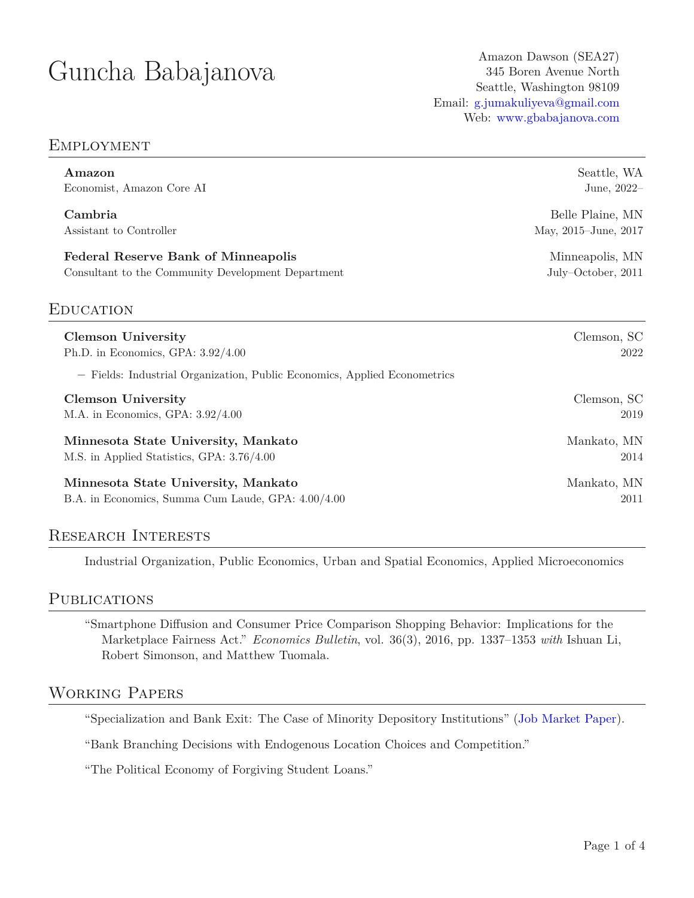# Guncha Babajanova

Amazon Dawson (SEA27)
345 Boren Avenue North
Seattle, Washington 98109
Email: g.jumakuliyeva@gmail.com
Web: www.gbabajanova.com

## Employment

**Amazon** — Seattle, WA
Economist, Amazon Core AI — June, 2022–

**Cambria** — Belle Plaine, MN
Assistant to Controller — May, 2015–June, 2017

**Federal Reserve Bank of Minneapolis** — Minneapolis, MN
Consultant to the Community Development Department — July–October, 2011

## Education

**Clemson University** — Clemson, SC
Ph.D. in Economics, GPA: 3.92/4.00 — 2022

- Fields: Industrial Organization, Public Economics, Applied Econometrics

**Clemson University** — Clemson, SC
M.A. in Economics, GPA: 3.92/4.00 — 2019

**Minnesota State University, Mankato** — Mankato, MN
M.S. in Applied Statistics, GPA: 3.76/4.00 — 2014

**Minnesota State University, Mankato** — Mankato, MN
B.A. in Economics, Summa Cum Laude, GPA: 4.00/4.00 — 2011

## Research Interests

Industrial Organization, Public Economics, Urban and Spatial Economics, Applied Microeconomics

## Publications

"Smartphone Diffusion and Consumer Price Comparison Shopping Behavior: Implications for the Marketplace Fairness Act." *Economics Bulletin*, vol. 36(3), 2016, pp. 1337–1353 *with* Ishuan Li, Robert Simonson, and Matthew Tuomala.

## Working Papers

"Specialization and Bank Exit: The Case of Minority Depository Institutions" (Job Market Paper).

"Bank Branching Decisions with Endogenous Location Choices and Competition."

"The Political Economy of Forgiving Student Loans."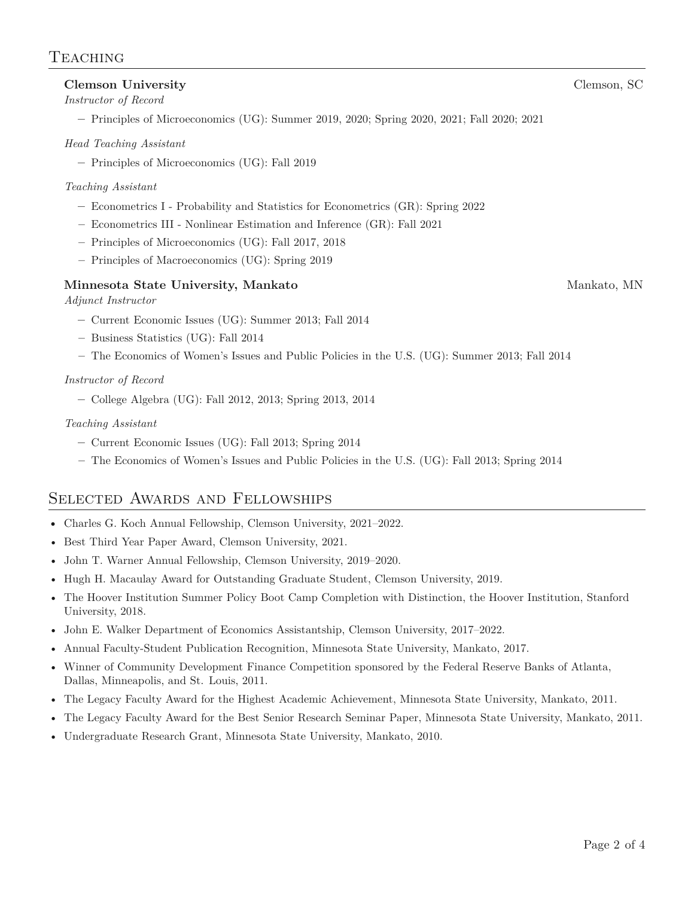## Teaching

**Clemson University** Clemson, SC

*Instructor of Record*

- Principles of Microeconomics (UG): Summer 2019, 2020; Spring 2020, 2021; Fall 2020; 2021

*Head Teaching Assistant*

- Principles of Microeconomics (UG): Fall 2019

*Teaching Assistant*

- Econometrics I - Probability and Statistics for Econometrics (GR): Spring 2022
- Econometrics III - Nonlinear Estimation and Inference (GR): Fall 2021
- Principles of Microeconomics (UG): Fall 2017, 2018
- Principles of Macroeconomics (UG): Spring 2019

**Minnesota State University, Mankato** Mankato, MN

*Adjunct Instructor*

- Current Economic Issues (UG): Summer 2013; Fall 2014
- Business Statistics (UG): Fall 2014
- The Economics of Women's Issues and Public Policies in the U.S. (UG): Summer 2013; Fall 2014

*Instructor of Record*

- College Algebra (UG): Fall 2012, 2013; Spring 2013, 2014

*Teaching Assistant*

- Current Economic Issues (UG): Fall 2013; Spring 2014
- The Economics of Women's Issues and Public Policies in the U.S. (UG): Fall 2013; Spring 2014

## Selected Awards and Fellowships

- Charles G. Koch Annual Fellowship, Clemson University, 2021–2022.
- Best Third Year Paper Award, Clemson University, 2021.
- John T. Warner Annual Fellowship, Clemson University, 2019–2020.
- Hugh H. Macaulay Award for Outstanding Graduate Student, Clemson University, 2019.
- The Hoover Institution Summer Policy Boot Camp Completion with Distinction, the Hoover Institution, Stanford University, 2018.
- John E. Walker Department of Economics Assistantship, Clemson University, 2017–2022.
- Annual Faculty-Student Publication Recognition, Minnesota State University, Mankato, 2017.
- Winner of Community Development Finance Competition sponsored by the Federal Reserve Banks of Atlanta, Dallas, Minneapolis, and St. Louis, 2011.
- The Legacy Faculty Award for the Highest Academic Achievement, Minnesota State University, Mankato, 2011.
- The Legacy Faculty Award for the Best Senior Research Seminar Paper, Minnesota State University, Mankato, 2011.
- Undergraduate Research Grant, Minnesota State University, Mankato, 2010.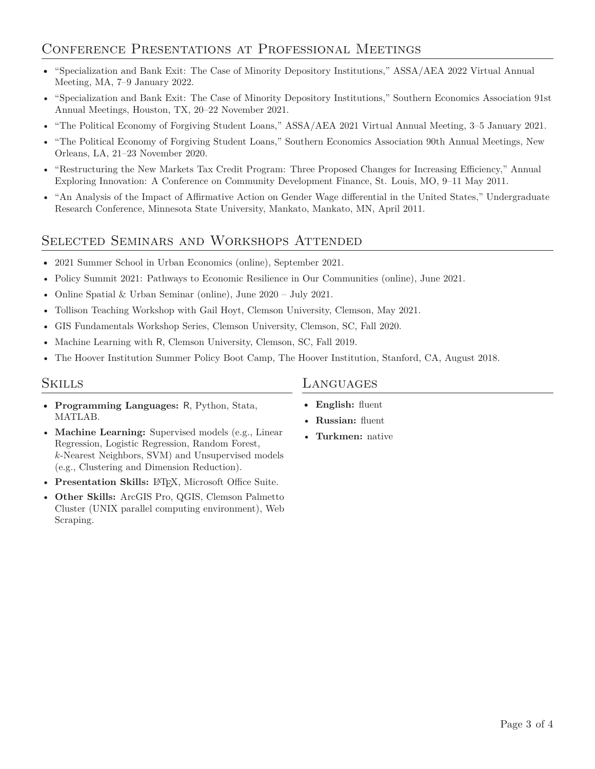## Conference Presentations at Professional Meetings

- "Specialization and Bank Exit: The Case of Minority Depository Institutions," ASSA/AEA 2022 Virtual Annual Meeting, MA, 7–9 January 2022.
- "Specialization and Bank Exit: The Case of Minority Depository Institutions," Southern Economics Association 91st Annual Meetings, Houston, TX, 20–22 November 2021.
- "The Political Economy of Forgiving Student Loans," ASSA/AEA 2021 Virtual Annual Meeting, 3–5 January 2021.
- "The Political Economy of Forgiving Student Loans," Southern Economics Association 90th Annual Meetings, New Orleans, LA, 21–23 November 2020.
- "Restructuring the New Markets Tax Credit Program: Three Proposed Changes for Increasing Efficiency," Annual Exploring Innovation: A Conference on Community Development Finance, St. Louis, MO, 9–11 May 2011.
- "An Analysis of the Impact of Affirmative Action on Gender Wage differential in the United States," Undergraduate Research Conference, Minnesota State University, Mankato, Mankato, MN, April 2011.

## Selected Seminars and Workshops Attended

- 2021 Summer School in Urban Economics (online), September 2021.
- Policy Summit 2021: Pathways to Economic Resilience in Our Communities (online), June 2021.
- Online Spatial & Urban Seminar (online), June 2020 – July 2021.
- Tollison Teaching Workshop with Gail Hoyt, Clemson University, Clemson, May 2021.
- GIS Fundamentals Workshop Series, Clemson University, Clemson, SC, Fall 2020.
- Machine Learning with R, Clemson University, Clemson, SC, Fall 2019.
- The Hoover Institution Summer Policy Boot Camp, The Hoover Institution, Stanford, CA, August 2018.

## Skills

- **Programming Languages:** R, Python, Stata, MATLAB.
- **Machine Learning:** Supervised models (e.g., Linear Regression, Logistic Regression, Random Forest, $k$-Nearest Neighbors, SVM) and Unsupervised models (e.g., Clustering and Dimension Reduction).
- **Presentation Skills:** LaTeX, Microsoft Office Suite.
- **Other Skills:** ArcGIS Pro, QGIS, Clemson Palmetto Cluster (UNIX parallel computing environment), Web Scraping.

## Languages

- **English:** fluent
- **Russian:** fluent
- **Turkmen:** native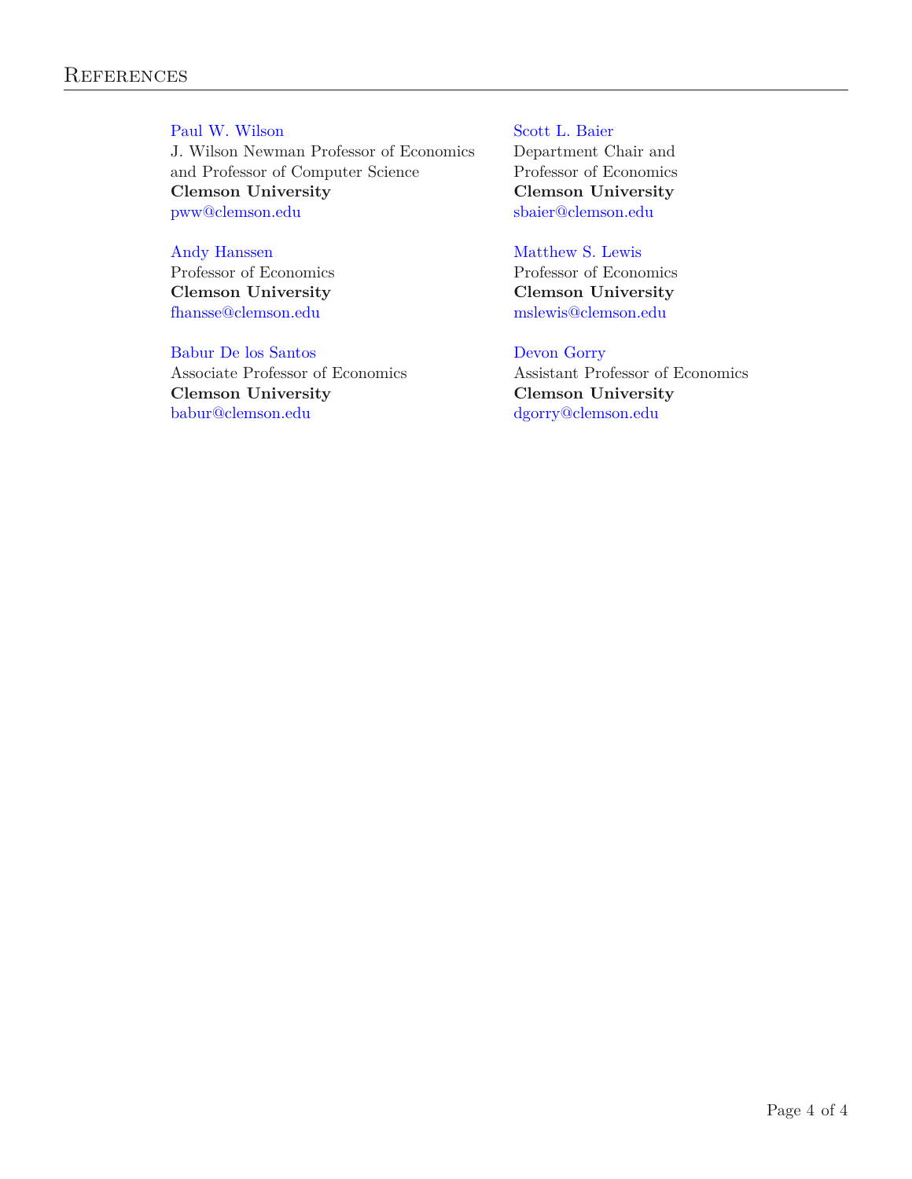## References

Paul W. Wilson
J. Wilson Newman Professor of Economics and Professor of Computer Science
**Clemson University**
pww@clemson.edu

Scott L. Baier
Department Chair and Professor of Economics
**Clemson University**
sbaier@clemson.edu

Andy Hanssen
Professor of Economics
**Clemson University**
fhansse@clemson.edu

Matthew S. Lewis
Professor of Economics
**Clemson University**
mslewis@clemson.edu

Babur De los Santos
Associate Professor of Economics
**Clemson University**
babur@clemson.edu

Devon Gorry
Assistant Professor of Economics
**Clemson University**
dgorry@clemson.edu